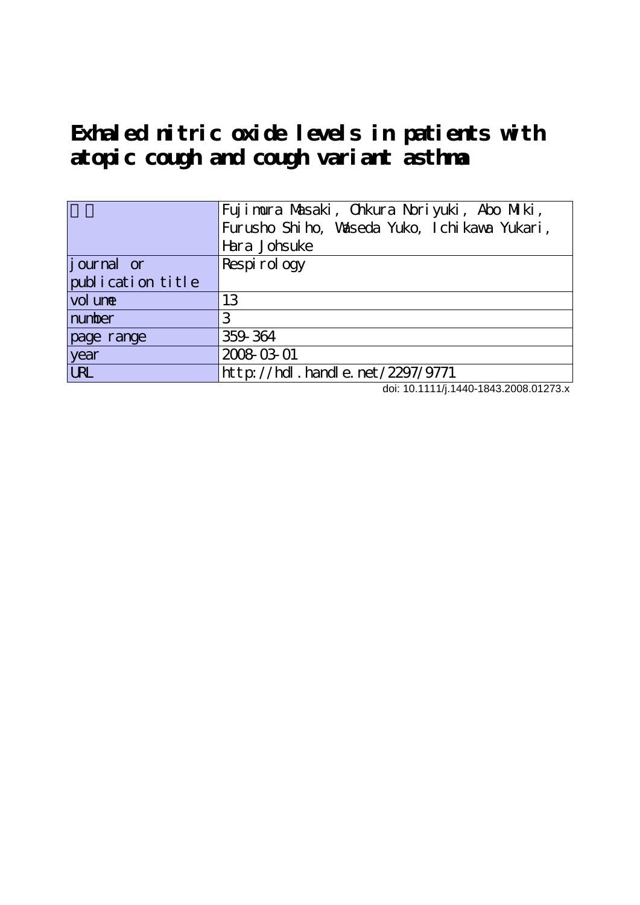# Exhaled nitric oxide levels in patients with atopic cough and cough variant asthma

| 著者 | Fujimura Masaki, Ohkura Noriyuki, Abo Miki, Furusho Shiho, Waseda Yuko, Ichikawa Yukari, Hara Johsuke |
|---|---|
| journal or publication title | Respirology |
| volume | 13 |
| number | 3 |
| page range | 359-364 |
| year | 2008-03-01 |
| URL | http://hdl.handle.net/2297/9771 |

doi: 10.1111/j.1440-1843.2008.01273.x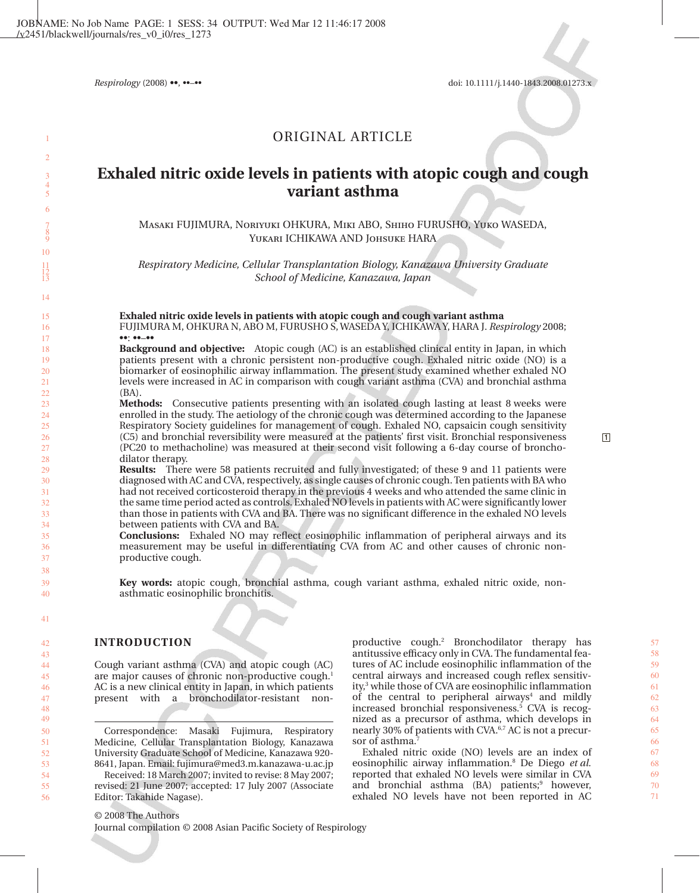ORIGINAL ARTICLE

# Exhaled nitric oxide levels in patients with atopic cough and cough variant asthma

MASAKI FUJIMURA, NORIYUKI OHKURA, MIKI ABO, SHIHO FURUSHO, YUKO WASEDA, YUKARI ICHIKAWA AND JOHSUKE HARA

*Respiratory Medicine, Cellular Transplantation Biology, Kanazawa University Graduate School of Medicine, Kanazawa, Japan*

**Exhaled nitric oxide levels in patients with atopic cough and cough variant asthma**
FUJIMURA M, OHKURA N, ABO M, FURUSHO S, WASEDA Y, ICHIKAWA Y, HARA J. *Respirology* 2008; ••: ••–••

**Background and objective:** Atopic cough (AC) is an established clinical entity in Japan, in which patients present with a chronic persistent non-productive cough. Exhaled nitric oxide (NO) is a biomarker of eosinophilic airway inflammation. The present study examined whether exhaled NO levels were increased in AC in comparison with cough variant asthma (CVA) and bronchial asthma (BA).

**Methods:** Consecutive patients presenting with an isolated cough lasting at least 8 weeks were enrolled in the study. The aetiology of the chronic cough was determined according to the Japanese Respiratory Society guidelines for management of cough. Exhaled NO, capsaicin cough sensitivity (C5) and bronchial reversibility were measured at the patients' first visit. Bronchial responsiveness (PC20 to methacholine) was measured at their second visit following a 6-day course of bronchodilator therapy.

**Results:** There were 58 patients recruited and fully investigated; of these 9 and 11 patients were diagnosed with AC and CVA, respectively, as single causes of chronic cough. Ten patients with BA who had not received corticosteroid therapy in the previous 4 weeks and who attended the same clinic in the same time period acted as controls. Exhaled NO levels in patients with AC were significantly lower than those in patients with CVA and BA. There was no significant difference in the exhaled NO levels between patients with CVA and BA.

**Conclusions:** Exhaled NO may reflect eosinophilic inflammation of peripheral airways and its measurement may be useful in differentiating CVA from AC and other causes of chronic non-productive cough.

**Key words:** atopic cough, bronchial asthma, cough variant asthma, exhaled nitric oxide, non-asthmatic eosinophilic bronchitis.

## INTRODUCTION

Cough variant asthma (CVA) and atopic cough (AC) are major causes of chronic non-productive cough.[1] AC is a new clinical entity in Japan, in which patients present with a bronchodilator-resistant non-productive cough.[2] Bronchodilator therapy has antitussive efficacy only in CVA. The fundamental features of AC include eosinophilic inflammation of the central airways and increased cough reflex sensitivity,[3] while those of CVA are eosinophilic inflammation of the central to peripheral airways[4] and mildly increased bronchial responsiveness.[5] CVA is recognized as a precursor of asthma, which develops in nearly 30% of patients with CVA.[6,7] AC is not a precursor of asthma.[7]

Exhaled nitric oxide (NO) levels are an index of eosinophilic airway inflammation.[8] De Diego *et al.* reported that exhaled NO levels were similar in CVA and bronchial asthma (BA) patients;[9] however, exhaled NO levels have not been reported in AC

Correspondence: Masaki Fujimura, Respiratory Medicine, Cellular Transplantation Biology, Kanazawa University Graduate School of Medicine, Kanazawa 920-8641, Japan. Email: fujimura@med3.m.kanazawa-u.ac.jp

Received: 18 March 2007; invited to revise: 8 May 2007; revised: 21 June 2007; accepted: 17 July 2007 (Associate Editor: Takahide Nagase).

© 2008 The Authors
Journal compilation © 2008 Asian Pacific Society of Respirology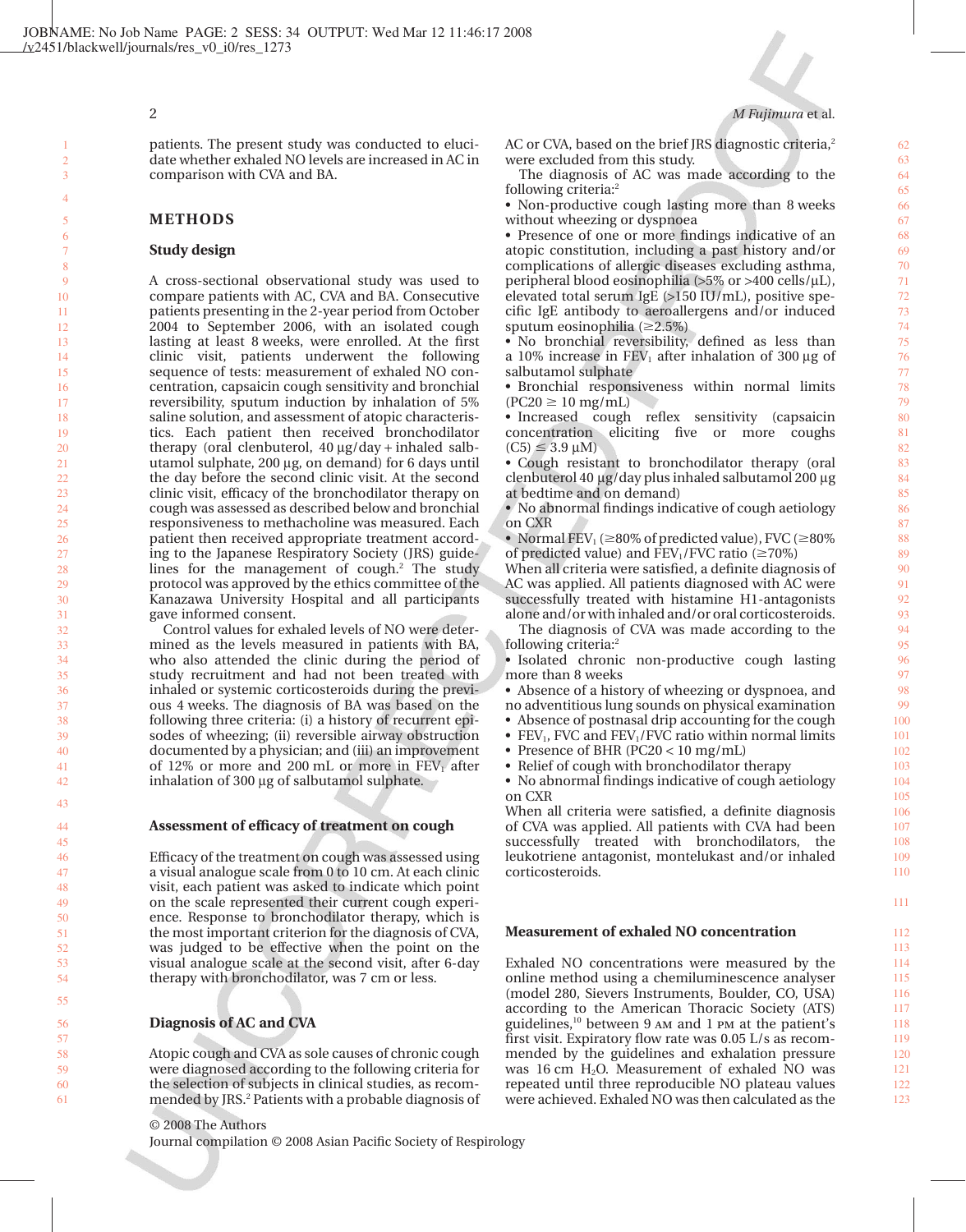patients. The present study was conducted to elucidate whether exhaled NO levels are increased in AC in comparison with CVA and BA.

## METHODS

### Study design

A cross-sectional observational study was used to compare patients with AC, CVA and BA. Consecutive patients presenting in the 2-year period from October 2004 to September 2006, with an isolated cough lasting at least 8 weeks, were enrolled. At the first clinic visit, patients underwent the following sequence of tests: measurement of exhaled NO concentration, capsaicin cough sensitivity and bronchial reversibility, sputum induction by inhalation of 5% saline solution, and assessment of atopic characteristics. Each patient then received bronchodilator therapy (oral clenbuterol, 40 μg/day + inhaled salbutamol sulphate, 200 μg, on demand) for 6 days until the day before the second clinic visit. At the second clinic visit, efficacy of the bronchodilator therapy on cough was assessed as described below and bronchial responsiveness to methacholine was measured. Each patient then received appropriate treatment according to the Japanese Respiratory Society (JRS) guidelines for the management of cough.[2] The study protocol was approved by the ethics committee of the Kanazawa University Hospital and all participants gave informed consent.

Control values for exhaled levels of NO were determined as the levels measured in patients with BA, who also attended the clinic during the period of study recruitment and had not been treated with inhaled or systemic corticosteroids during the previous 4 weeks. The diagnosis of BA was based on the following three criteria: (i) a history of recurrent episodes of wheezing; (ii) reversible airway obstruction documented by a physician; and (iii) an improvement of 12% or more and 200 mL or more in $FEV_1$ after inhalation of 300 μg of salbutamol sulphate.

### Assessment of efficacy of treatment on cough

Efficacy of the treatment on cough was assessed using a visual analogue scale from 0 to 10 cm. At each clinic visit, each patient was asked to indicate which point on the scale represented their current cough experience. Response to bronchodilator therapy, which is the most important criterion for the diagnosis of CVA, was judged to be effective when the point on the visual analogue scale at the second visit, after 6-day therapy with bronchodilator, was 7 cm or less.

### Diagnosis of AC and CVA

Atopic cough and CVA as sole causes of chronic cough were diagnosed according to the following criteria for the selection of subjects in clinical studies, as recommended by JRS.[2] Patients with a probable diagnosis of AC or CVA, based on the brief JRS diagnostic criteria,[2] were excluded from this study.

The diagnosis of AC was made according to the following criteria:[2]

- Non-productive cough lasting more than 8 weeks without wheezing or dyspnoea
- Presence of one or more findings indicative of an atopic constitution, including a past history and/or complications of allergic diseases excluding asthma, peripheral blood eosinophilia (>5% or >400 cells/μL), elevated total serum IgE (>150 IU/mL), positive specific IgE antibody to aeroallergens and/or induced sputum eosinophilia (≥2.5%)
- No bronchial reversibility, defined as less than a 10% increase in $FEV_1$ after inhalation of 300 μg of salbutamol sulphate
- Bronchial responsiveness within normal limits (PC20 ≥ 10 mg/mL)
- Increased cough reflex sensitivity (capsaicin concentration eliciting five or more coughs (C5) ≤ 3.9 μM)
- Cough resistant to bronchodilator therapy (oral clenbuterol 40 μg/day plus inhaled salbutamol 200 μg at bedtime and on demand)
- No abnormal findings indicative of cough aetiology on CXR
- Normal $FEV_1$ (≥80% of predicted value), FVC (≥80% of predicted value) and $FEV_1$/FVC ratio (≥70%)

When all criteria were satisfied, a definite diagnosis of AC was applied. All patients diagnosed with AC were successfully treated with histamine H1-antagonists alone and/or with inhaled and/or oral corticosteroids.

The diagnosis of CVA was made according to the following criteria:[2]

- Isolated chronic non-productive cough lasting more than 8 weeks
- Absence of a history of wheezing or dyspnoea, and no adventitious lung sounds on physical examination
- Absence of postnasal drip accounting for the cough
- $FEV_1$, FVC and $FEV_1$/FVC ratio within normal limits
- Presence of BHR (PC20 < 10 mg/mL)
- Relief of cough with bronchodilator therapy
- No abnormal findings indicative of cough aetiology on CXR

When all criteria were satisfied, a definite diagnosis of CVA was applied. All patients with CVA had been successfully treated with bronchodilators, the leukotriene antagonist, montelukast and/or inhaled corticosteroids.

### Measurement of exhaled NO concentration

Exhaled NO concentrations were measured by the online method using a chemiluminescence analyser (model 280, Sievers Instruments, Boulder, CO, USA) according to the American Thoracic Society (ATS) guidelines,[10] between 9 AM and 1 PM at the patient's first visit. Expiratory flow rate was 0.05 L/s as recommended by the guidelines and exhalation pressure was 16 cm $H_2O$. Measurement of exhaled NO was repeated until three reproducible NO plateau values were achieved. Exhaled NO was then calculated as the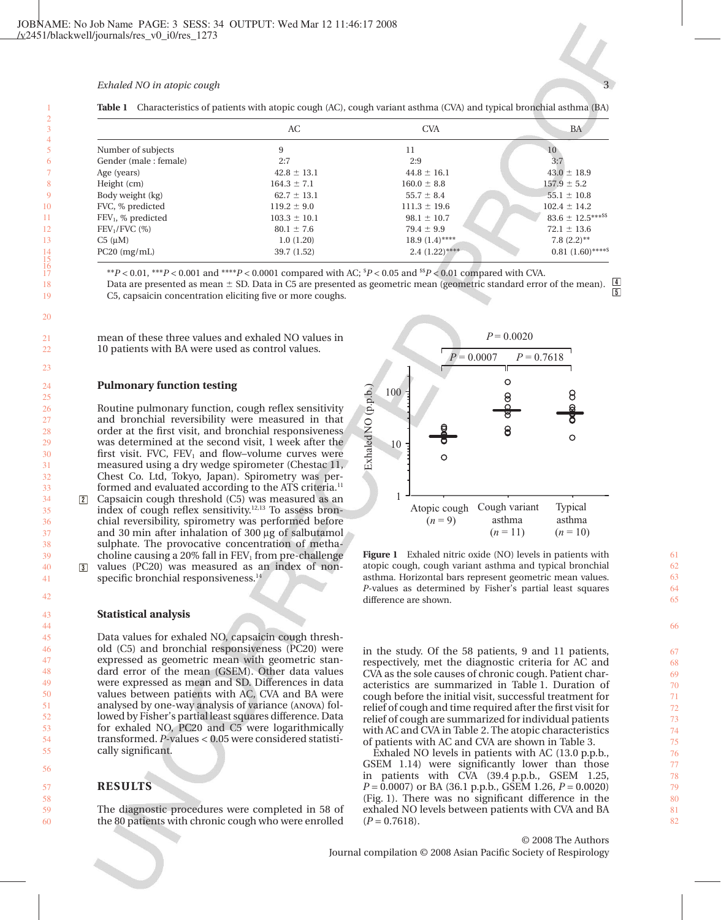**Table 1** Characteristics of patients with atopic cough (AC), cough variant asthma (CVA) and typical bronchial asthma (BA)

| | AC | CVA | BA |
|---|---|---|---|
| Number of subjects | 9 | 11 | 10 |
| Gender (male : female) | 2:7 | 2:9 | 3:7 |
| Age (years) | 42.8 ± 13.1 | 44.8 ± 16.1 | 43.0 ± 18.9 |
| Height (cm) | 164.3 ± 7.1 | 160.0 ± 8.8 | 157.9 ± 5.2 |
| Body weight (kg) | 62.7 ± 13.1 | 55.7 ± 8.4 | 55.1 ± 10.8 |
| FVC, % predicted | 119.2 ± 9.0 | 111.3 ± 19.6 | 102.4 ± 14.2 |
| $FEV_1$, % predicted | 103.3 ± 10.1 | 98.1 ± 10.7 | 83.6 ± 12.5***$$ |
| $FEV_1$/FVC (%) | 80.1 ± 7.6 | 79.4 ± 9.9 | 72.1 ± 13.6 |
| C5 (μM) | 1.0 (1.20) | 18.9 (1.4)**** | 7.8 (2.2)** |
| PC20 (mg/mL) | 39.7 (1.52) | 2.4 (1.22)**** | 0.81 (1.60)****$ |

**$P < 0.01$, ***$P < 0.001$ and ****$P < 0.0001$ compared with AC; $ $P < 0.05$ and $$ $P < 0.01$ compared with CVA.
Data are presented as mean ± SD. Data in C5 are presented as geometric mean (geometric standard error of the mean).
C5, capsaicin concentration eliciting five or more coughs.

mean of these three values and exhaled NO values in 10 patients with BA were used as control values.

### Pulmonary function testing

Routine pulmonary function, cough reflex sensitivity and bronchial responsiveness were measured in that order at the first visit, and bronchial reversibility was determined at the second visit, 1 week after the first visit. FVC, $FEV_1$ and flow–volume curves were measured using a dry wedge spirometer (Chestac 11, Chest Co. Ltd, Tokyo, Japan). Spirometry was performed and evaluated according to the ATS criteria.[11] Capsaicin cough threshold (C5) was measured as an index of cough reflex sensitivity.[12,13] To assess bronchial reversibility, spirometry was performed before and 30 min after inhalation of 300 μg of salbutamol sulphate. The provocative concentration of methacholine causing a 20% fall in $FEV_1$ from pre-challenge values (PC20) was measured as an index of non-specific bronchial responsiveness.[14]

### Statistical analysis

Data values for exhaled NO, capsaicin cough threshold (C5) and bronchial responsiveness (PC20) were expressed as geometric mean with geometric standard error of the mean (GSEM). Other data values were expressed as mean and SD. Differences in data values between patients with AC, CVA and BA were analysed by one-way analysis of variance (ANOVA) followed by Fisher's partial least squares difference. Data for exhaled NO, PC20 and C5 were logarithmically transformed. P-values < 0.05 were considered statistically significant.

## RESULTS

The diagnostic procedures were completed in 58 of the 80 patients with chronic cough who were enrolled in the study. Of the 58 patients, 9 and 11 patients, respectively, met the diagnostic criteria for AC and CVA as the sole causes of chronic cough. Patient characteristics are summarized in Table 1. Duration of cough before the initial visit, successful treatment for relief of cough and time required after the first visit for relief of cough are summarized for individual patients with AC and CVA in Table 2. The atopic characteristics of patients with AC and CVA are shown in Table 3.

Exhaled NO levels in patients with AC (13.0 p.p.b., GSEM 1.14) were significantly lower than those in patients with CVA (39.4 p.p.b., GSEM 1.25, $P = 0.0007$) or BA (36.1 p.p.b., GSEM 1.26, $P = 0.0020$) (Fig. 1). There was no significant difference in the exhaled NO levels between patients with CVA and BA ($P = 0.7618$).

**Figure 1** Exhaled nitric oxide (NO) levels in patients with atopic cough, cough variant asthma and typical bronchial asthma. Horizontal bars represent geometric mean values. P-values as determined by Fisher's partial least squares difference are shown.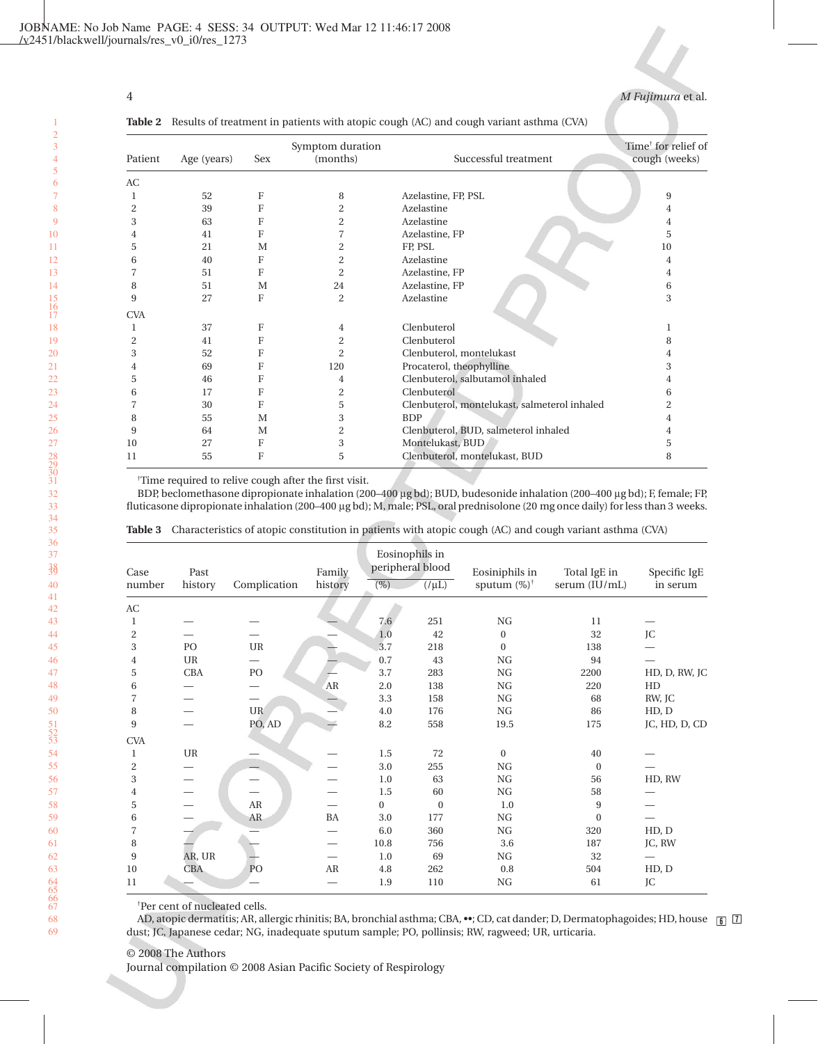**Table 2** Results of treatment in patients with atopic cough (AC) and cough variant asthma (CVA)

| Patient | Age (years) | Sex | Symptom duration (months) | Successful treatment | Time[†] for relief of cough (weeks) |
|---|---|---|---|---|---|
| AC | | | | | |
| 1 | 52 | F | 8 | Azelastine, FP, PSL | 9 |
| 2 | 39 | F | 2 | Azelastine | 4 |
| 3 | 63 | F | 2 | Azelastine | 4 |
| 4 | 41 | F | 7 | Azelastine, FP | 5 |
| 5 | 21 | M | 2 | FP, PSL | 10 |
| 6 | 40 | F | 2 | Azelastine | 4 |
| 7 | 51 | F | 2 | Azelastine, FP | 4 |
| 8 | 51 | M | 24 | Azelastine, FP | 6 |
| 9 | 27 | F | 2 | Azelastine | 3 |
| CVA | | | | | |
| 1 | 37 | F | 4 | Clenbuterol | 1 |
| 2 | 41 | F | 2 | Clenbuterol | 8 |
| 3 | 52 | F | 2 | Clenbuterol, montelukast | 4 |
| 4 | 69 | F | 120 | Procaterol, theophylline | 3 |
| 5 | 46 | F | 4 | Clenbuterol, salbutamol inhaled | 4 |
| 6 | 17 | F | 2 | Clenbuterol | 6 |
| 7 | 30 | F | 5 | Clenbuterol, montelukast, salmeterol inhaled | 2 |
| 8 | 55 | M | 3 | BDP | 4 |
| 9 | 64 | M | 2 | Clenbuterol, BUD, salmeterol inhaled | 4 |
| 10 | 27 | F | 3 | Montelukast, BUD | 5 |
| 11 | 55 | F | 5 | Clenbuterol, montelukast, BUD | 8 |

[†]Time required to relive cough after the first visit.
BDP, beclomethasone dipropionate inhalation (200–400 µg bd); BUD, budesonide inhalation (200–400 µg bd); F, female; FP, fluticasone dipropionate inhalation (200–400 µg bd); M, male; PSL, oral prednisolone (20 mg once daily) for less than 3 weeks.

**Table 3** Characteristics of atopic constitution in patients with atopic cough (AC) and cough variant asthma (CVA)

| Case number | Past history | Complication | Family history | Eosinophils in peripheral blood | | Eosinophils in sputum (%)[†] | Total IgE in serum (IU/mL) | Specific IgE in serum |
|---|---|---|---|---|---|---|---|---|
| | | | | (%) | (/µL) | | | |
| AC | | | | | | | | |
| 1 | — | — | — | 7.6 | 251 | NG | 11 | — |
| 2 | — | — | — | 1.0 | 42 | 0 | 32 | JC |
| 3 | PO | UR | — | 3.7 | 218 | 0 | 138 | — |
| 4 | UR | — | — | 0.7 | 43 | NG | 94 | — |
| 5 | CBA | PO | — | 3.7 | 283 | NG | 2200 | HD, D, RW, JC |
| 6 | — | — | AR | 2.0 | 138 | NG | 220 | HD |
| 7 | — | — | — | 3.3 | 158 | NG | 68 | RW, JC |
| 8 | — | UR | — | 4.0 | 176 | NG | 86 | HD, D |
| 9 | — | PO, AD | — | 8.2 | 558 | 19.5 | 175 | JC, HD, D, CD |
| CVA | | | | | | | | |
| 1 | UR | — | — | 1.5 | 72 | 0 | 40 | — |
| 2 | — | — | — | 3.0 | 255 | NG | 0 | — |
| 3 | — | — | — | 1.0 | 63 | NG | 56 | HD, RW |
| 4 | — | — | — | 1.5 | 60 | NG | 58 | — |
| 5 | — | AR | — | 0 | 0 | 1.0 | 9 | — |
| 6 | — | AR | BA | 3.0 | 177 | NG | 0 | — |
| 7 | — | — | — | 6.0 | 360 | NG | 320 | HD, D |
| 8 | — | — | — | 10.8 | 756 | 3.6 | 187 | JC, RW |
| 9 | AR, UR | — | — | 1.0 | 69 | NG | 32 | — |
| 10 | CBA | PO | AR | 4.8 | 262 | 0.8 | 504 | HD, D |
| 11 | — | — | — | 1.9 | 110 | NG | 61 | JC |

[†]Per cent of nucleated cells.
AD, atopic dermatitis; AR, allergic rhinitis; BA, bronchial asthma; CBA, ••; CD, cat dander; D, Dermatophagoides; HD, house dust; JC, Japanese cedar; NG, inadequate sputum sample; PO, pollinsis; RW, ragweed; UR, urticaria.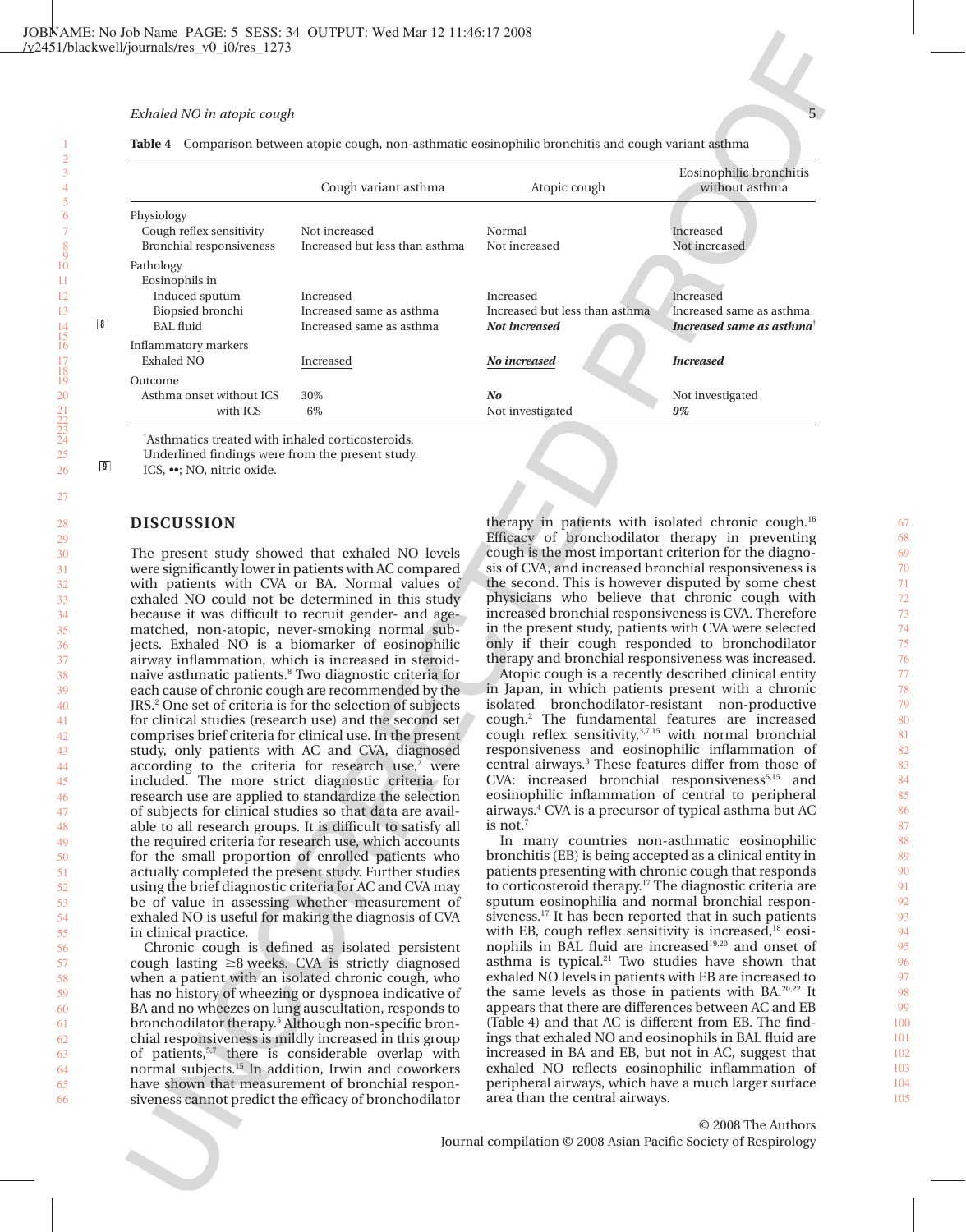**Table 4** Comparison between atopic cough, non-asthmatic eosinophilic bronchitis and cough variant asthma

| | Cough variant asthma | Atopic cough | Eosinophilic bronchitis without asthma |
|---|---|---|---|
| Physiology | | | |
| Cough reflex sensitivity | Not increased | Normal | Increased |
| Bronchial responsiveness | Increased but less than asthma | Not increased | Not increased |
| Pathology | | | |
| Eosinophils in | | | |
| Induced sputum | Increased | Increased | Increased |
| Biopsied bronchi | Increased same as asthma | Increased but less than asthma | Increased same as asthma |
| BAL fluid | Increased same as asthma | ***Not increased*** | ***Increased same as asthma***[†] |
| Inflammatory markers | | | |
| Exhaled NO | <u>Increased</u> | <u>***No increased***</u> | ***Increased*** |
| Outcome | | | |
| Asthma onset without ICS | 30% | ***No*** | Not investigated |
| with ICS | 6% | Not investigated | ***9%*** |

[†]Asthmatics treated with inhaled corticosteroids.
Underlined findings were from the present study.
ICS, ••; NO, nitric oxide.

## DISCUSSION

The present study showed that exhaled NO levels were significantly lower in patients with AC compared with patients with CVA or BA. Normal values of exhaled NO could not be determined in this study because it was difficult to recruit gender- and age-matched, non-atopic, never-smoking normal subjects. Exhaled NO is a biomarker of eosinophilic airway inflammation, which is increased in steroid-naive asthmatic patients.[8] Two diagnostic criteria for each cause of chronic cough are recommended by the JRS.[2] One set of criteria is for the selection of subjects for clinical studies (research use) and the second set comprises brief criteria for clinical use. In the present study, only patients with AC and CVA, diagnosed according to the criteria for research use,[2] were included. The more strict diagnostic criteria for research use are applied to standardize the selection of subjects for clinical studies so that data are available to all research groups. It is difficult to satisfy all the required criteria for research use, which accounts for the small proportion of enrolled patients who actually completed the present study. Further studies using the brief diagnostic criteria for AC and CVA may be of value in assessing whether measurement of exhaled NO is useful for making the diagnosis of CVA in clinical practice.

Chronic cough is defined as isolated persistent cough lasting ≥8 weeks. CVA is strictly diagnosed when a patient with an isolated chronic cough, who has no history of wheezing or dyspnoea indicative of BA and no wheezes on lung auscultation, responds to bronchodilator therapy.[5] Although non-specific bronchial responsiveness is mildly increased in this group of patients,[5,7] there is considerable overlap with normal subjects.[15] In addition, Irwin and coworkers have shown that measurement of bronchial responsiveness cannot predict the efficacy of bronchodilator therapy in patients with isolated chronic cough.[16] Efficacy of bronchodilator therapy in preventing cough is the most important criterion for the diagnosis of CVA, and increased bronchial responsiveness is the second. This is however disputed by some chest physicians who believe that chronic cough with increased bronchial responsiveness is CVA. Therefore in the present study, patients with CVA were selected only if their cough responded to bronchodilator therapy and bronchial responsiveness was increased.

Atopic cough is a recently described clinical entity in Japan, in which patients present with a chronic isolated bronchodilator-resistant non-productive cough.[2] The fundamental features are increased cough reflex sensitivity,[3,7,15] with normal bronchial responsiveness and eosinophilic inflammation of central airways.[3] These features differ from those of CVA: increased bronchial responsiveness[5,15] and eosinophilic inflammation of central to peripheral airways.[4] CVA is a precursor of typical asthma but AC is not.[7]

In many countries non-asthmatic eosinophilic bronchitis (EB) is being accepted as a clinical entity in patients presenting with chronic cough that responds to corticosteroid therapy.[17] The diagnostic criteria are sputum eosinophilia and normal bronchial responsiveness.[17] It has been reported that in such patients with EB, cough reflex sensitivity is increased,[18] eosinophils in BAL fluid are increased[19,20] and onset of asthma is typical.[21] Two studies have shown that exhaled NO levels in patients with EB are increased to the same levels as those in patients with BA.[20,22] It appears that there are differences between AC and EB (Table 4) and that AC is different from EB. The findings that exhaled NO and eosinophils in BAL fluid are increased in BA and EB, but not in AC, suggest that exhaled NO reflects eosinophilic inflammation of peripheral airways, which have a much larger surface area than the central airways.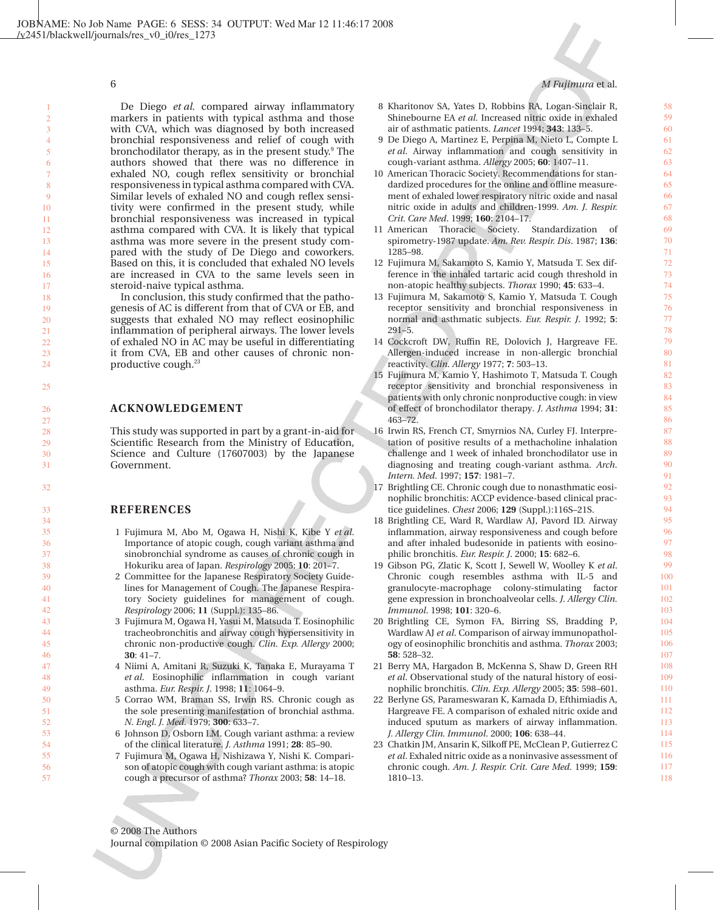De Diego *et al.* compared airway inflammatory markers in patients with typical asthma and those with CVA, which was diagnosed by both increased bronchial responsiveness and relief of cough with bronchodilator therapy, as in the present study.[9] The authors showed that there was no difference in exhaled NO, cough reflex sensitivity or bronchial responsiveness in typical asthma compared with CVA. Similar levels of exhaled NO and cough reflex sensitivity were confirmed in the present study, while bronchial responsiveness was increased in typical asthma compared with CVA. It is likely that typical asthma was more severe in the present study compared with the study of De Diego and coworkers. Based on this, it is concluded that exhaled NO levels are increased in CVA to the same levels seen in steroid-naive typical asthma.

In conclusion, this study confirmed that the pathogenesis of AC is different from that of CVA or EB, and suggests that exhaled NO may reflect eosinophilic inflammation of peripheral airways. The lower levels of exhaled NO in AC may be useful in differentiating it from CVA, EB and other causes of chronic non-productive cough.[23]

## ACKNOWLEDGEMENT

This study was supported in part by a grant-in-aid for Scientific Research from the Ministry of Education, Science and Culture (17607003) by the Japanese Government.

## REFERENCES

1. Fujimura M, Abo M, Ogawa H, Nishi K, Kibe Y *et al.* Importance of atopic cough, cough variant asthma and sinobronchial syndrome as causes of chronic cough in Hokuriku area of Japan. *Respirology* 2005; **10**: 201–7.
2. Committee for the Japanese Respiratory Society Guidelines for Management of Cough. The Japanese Respiratory Society guidelines for management of cough. *Respirology* 2006; **11** (Suppl.): 135–86.
3. Fujimura M, Ogawa H, Yasui M, Matsuda T. Eosinophilic tracheobronchitis and airway cough hypersensitivity in chronic non-productive cough. *Clin. Exp. Allergy* 2000; **30**: 41–7.
4. Niimi A, Amitani R, Suzuki K, Tanaka E, Murayama T *et al.* Eosinophilic inflammation in cough variant asthma. *Eur. Respir. J.* 1998; **11**: 1064–9.
5. Corrao WM, Braman SS, Irwin RS. Chronic cough as the sole presenting manifestation of bronchial asthma. *N. Engl. J. Med.* 1979; **300**: 633–7.
6. Johnson D, Osborn LM. Cough variant asthma: a review of the clinical literature. *J. Asthma* 1991; **28**: 85–90.
7. Fujimura M, Ogawa H, Nishizawa Y, Nishi K. Comparison of atopic cough with cough variant asthma: is atopic cough a precursor of asthma? *Thorax* 2003; **58**: 14–18.
8. Kharitonov SA, Yates D, Robbins RA, Logan-Sinclair R, Shinebourne EA *et al.* Increased nitric oxide in exhaled air of asthmatic patients. *Lancet* 1994; **343**: 133–5.
9. De Diego A, Martinez E, Perpina M, Nieto L, Compte L *et al.* Airway inflammation and cough sensitivity in cough-variant asthma. *Allergy* 2005; **60**: 1407–11.
10. American Thoracic Society. Recommendations for standardized procedures for the online and offline measurement of exhaled lower respiratory nitric oxide and nasal nitric oxide in adults and children-1999. *Am. J. Respir. Crit. Care Med.* 1999; **160**: 2104–17.
11. American Thoracic Society. Standardization of spirometry-1987 update. *Am. Rev. Respir. Dis.* 1987; **136**: 1285–98.
12. Fujimura M, Sakamoto S, Kamio Y, Matsuda T. Sex difference in the inhaled tartaric acid cough threshold in non-atopic healthy subjects. *Thorax* 1990; **45**: 633–4.
13. Fujimura M, Sakamoto S, Kamio Y, Matsuda T. Cough receptor sensitivity and bronchial responsiveness in normal and asthmatic subjects. *Eur. Respir. J.* 1992; **5**: 291–5.
14. Cockcroft DW, Ruffin RE, Dolovich J, Hargreave FE. Allergen-induced increase in non-allergic bronchial reactivity. *Clin. Allergy* 1977; **7**: 503–13.
15. Fujimura M, Kamio Y, Hashimoto T, Matsuda T. Cough receptor sensitivity and bronchial responsiveness in patients with only chronic nonproductive cough: in view of effect of bronchodilator therapy. *J. Asthma* 1994; **31**: 463–72.
16. Irwin RS, French CT, Smyrnios NA, Curley FJ. Interpretation of positive results of a methacholine inhalation challenge and 1 week of inhaled bronchodilator use in diagnosing and treating cough-variant asthma. *Arch. Intern. Med.* 1997; **157**: 1981–7.
17. Brightling CE. Chronic cough due to nonasthmatic eosinophilic bronchitis: ACCP evidence-based clinical practice guidelines. *Chest* 2006; **129** (Suppl.):116S–21S.
18. Brightling CE, Ward R, Wardlaw AJ, Pavord ID. Airway inflammation, airway responsiveness and cough before and after inhaled budesonide in patients with eosinophilic bronchitis. *Eur. Respir. J.* 2000; **15**: 682–6.
19. Gibson PG, Zlatic K, Scott J, Sewell W, Woolley K *et al.* Chronic cough resembles asthma with IL-5 and granulocyte-macrophage colony-stimulating factor gene expression in bronchoalveolar cells. *J. Allergy Clin. Immunol.* 1998; **101**: 320–6.
20. Brightling CE, Symon FA, Birring SS, Bradding P, Wardlaw AJ *et al.* Comparison of airway immunopathology of eosinophilic bronchitis and asthma. *Thorax* 2003; **58**: 528–32.
21. Berry MA, Hargadon B, McKenna S, Shaw D, Green RH *et al.* Observational study of the natural history of eosinophilic bronchitis. *Clin. Exp. Allergy* 2005; **35**: 598–601.
22. Berlyne GS, Parameswaran K, Kamada D, Efthimiadis A, Hargreave FE. A comparison of exhaled nitric oxide and induced sputum as markers of airway inflammation. *J. Allergy Clin. Immunol.* 2000; **106**: 638–44.
23. Chatkin JM, Ansarin K, Silkoff PE, McClean P, Gutierrez C *et al.* Exhaled nitric oxide as a noninvasive assessment of chronic cough. *Am. J. Respir. Crit. Care Med.* 1999; **159**: 1810–13.

© 2008 The Authors
Journal compilation © 2008 Asian Pacific Society of Respirology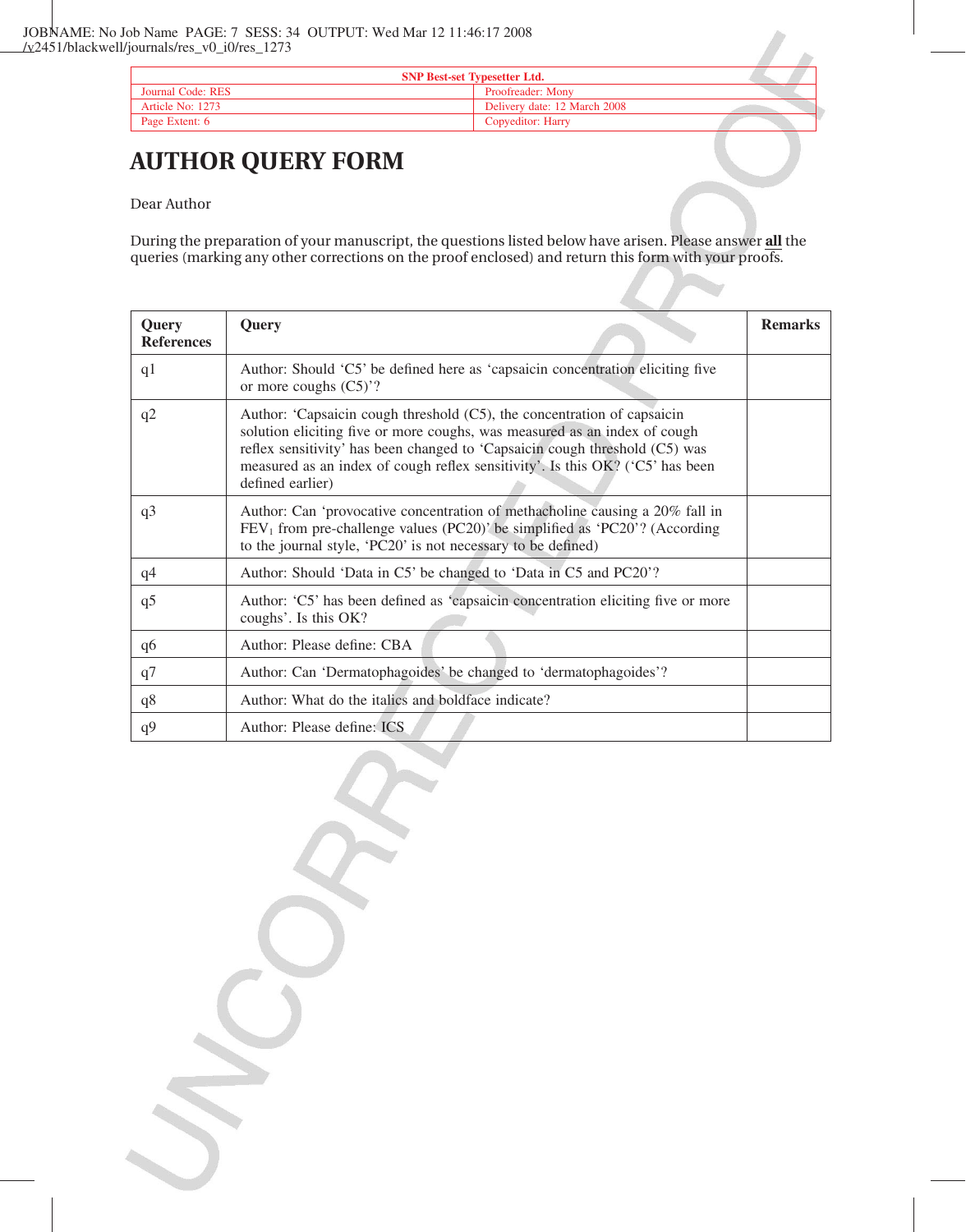| SNP Best-set Typesetter Ltd. | |
|---|---|
| Journal Code: RES | Proofreader: Mony |
| Article No: 1273 | Delivery date: 12 March 2008 |
| Page Extent: 6 | Copyeditor: Harry |

# AUTHOR QUERY FORM

Dear Author

During the preparation of your manuscript, the questions listed below have arisen. Please answer **all** the queries (marking any other corrections on the proof enclosed) and return this form with your proofs.

| Query References | Query | Remarks |
|---|---|---|
| q1 | Author: Should 'C5' be defined here as 'capsaicin concentration eliciting five or more coughs (C5)'? | |
| q2 | Author: 'Capsaicin cough threshold (C5), the concentration of capsaicin solution eliciting five or more coughs, was measured as an index of cough reflex sensitivity' has been changed to 'Capsaicin cough threshold (C5) was measured as an index of cough reflex sensitivity'. Is this OK? ('C5' has been defined earlier) | |
| q3 | Author: Can 'provocative concentration of methacholine causing a 20% fall in $FEV_1$ from pre-challenge values (PC20)' be simplified as 'PC20'? (According to the journal style, 'PC20' is not necessary to be defined) | |
| q4 | Author: Should 'Data in C5' be changed to 'Data in C5 and PC20'? | |
| q5 | Author: 'C5' has been defined as 'capsaicin concentration eliciting five or more coughs'. Is this OK? | |
| q6 | Author: Please define: CBA | |
| q7 | Author: Can 'Dermatophagoides' be changed to 'dermatophagoides'? | |
| q8 | Author: What do the italics and boldface indicate? | |
| q9 | Author: Please define: ICS | |